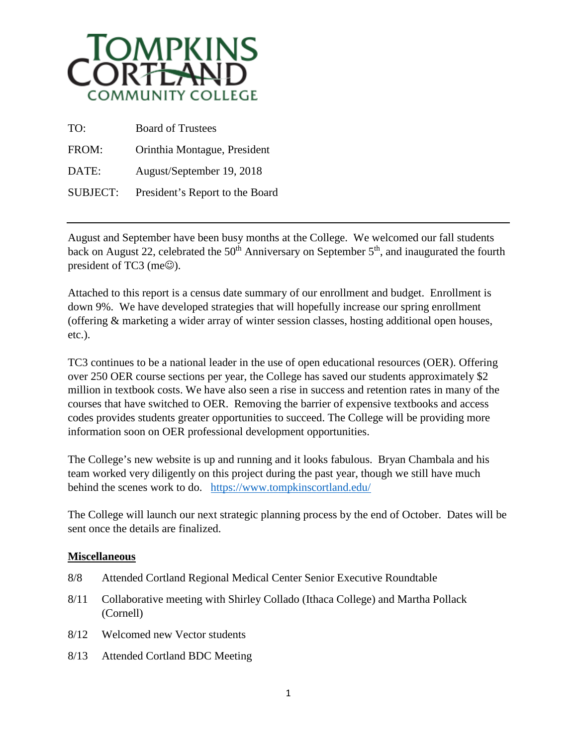TOMPKINS CORTLAND COMMUNITY COLLEGE

| | |
|---|---|
| TO: | Board of Trustees |
| FROM: | Orinthia Montague, President |
| DATE: | August/September 19, 2018 |
| SUBJECT: | President's Report to the Board |

---

August and September have been busy months at the College. We welcomed our fall students back on August 22, celebrated the 50th Anniversary on September 5th, and inaugurated the fourth president of TC3 (me☺).

Attached to this report is a census date summary of our enrollment and budget. Enrollment is down 9%. We have developed strategies that will hopefully increase our spring enrollment (offering & marketing a wider array of winter session classes, hosting additional open houses, etc.).

TC3 continues to be a national leader in the use of open educational resources (OER). Offering over 250 OER course sections per year, the College has saved our students approximately $2 million in textbook costs. We have also seen a rise in success and retention rates in many of the courses that have switched to OER. Removing the barrier of expensive textbooks and access codes provides students greater opportunities to succeed. The College will be providing more information soon on OER professional development opportunities.

The College's new website is up and running and it looks fabulous. Bryan Chambala and his team worked very diligently on this project during the past year, though we still have much behind the scenes work to do. https://www.tompkinscortland.edu/

The College will launch our next strategic planning process by the end of October. Dates will be sent once the details are finalized.

**Miscellaneous**

- 8/8 Attended Cortland Regional Medical Center Senior Executive Roundtable
- 8/11 Collaborative meeting with Shirley Collado (Ithaca College) and Martha Pollack (Cornell)
- 8/12 Welcomed new Vector students
- 8/13 Attended Cortland BDC Meeting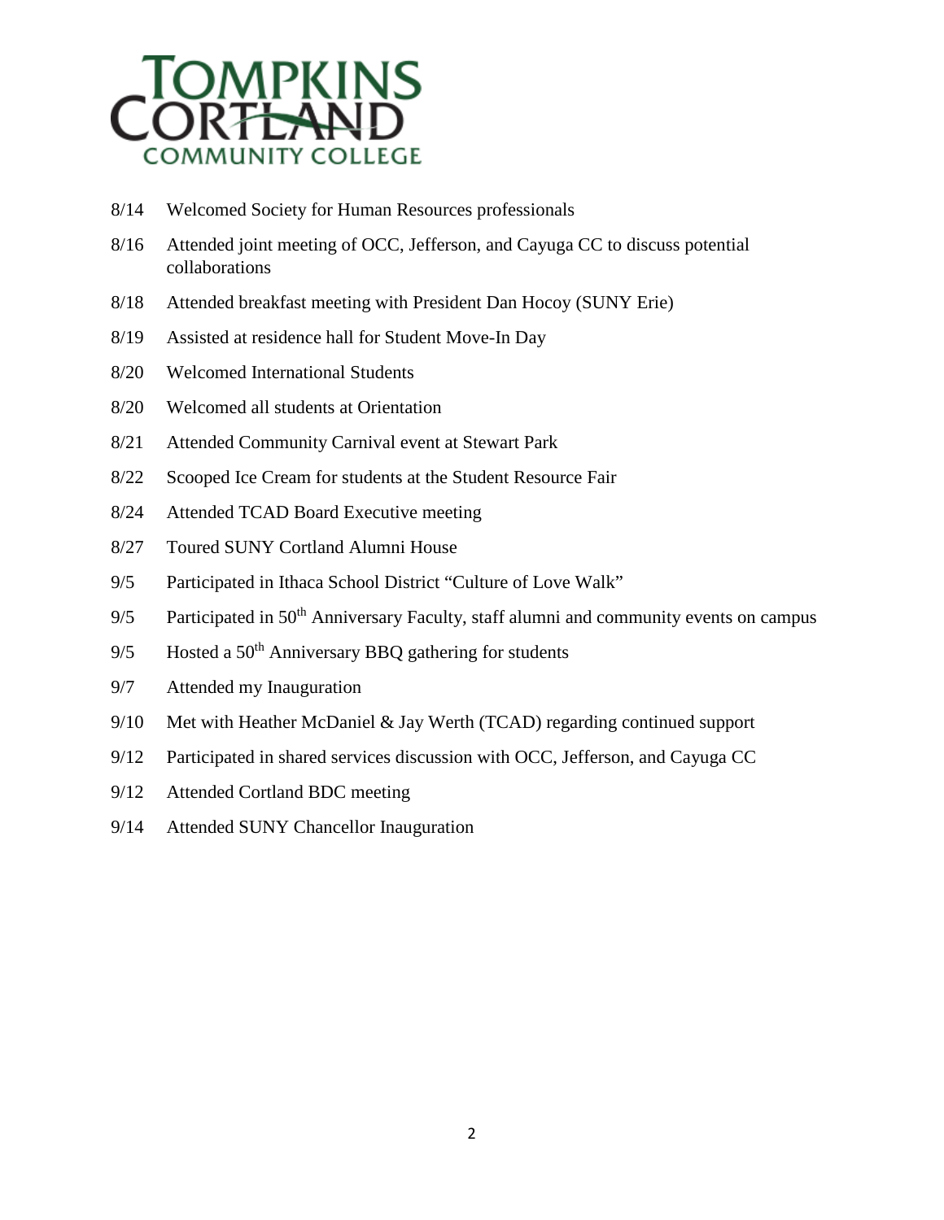8/14 Welcomed Society for Human Resources professionals

8/16 Attended joint meeting of OCC, Jefferson, and Cayuga CC to discuss potential collaborations

8/18 Attended breakfast meeting with President Dan Hocoy (SUNY Erie)

8/19 Assisted at residence hall for Student Move-In Day

8/20 Welcomed International Students

8/20 Welcomed all students at Orientation

8/21 Attended Community Carnival event at Stewart Park

8/22 Scooped Ice Cream for students at the Student Resource Fair

8/24 Attended TCAD Board Executive meeting

8/27 Toured SUNY Cortland Alumni House

9/5 Participated in Ithaca School District "Culture of Love Walk"

9/5 Participated in 50th Anniversary Faculty, staff alumni and community events on campus

9/5 Hosted a 50th Anniversary BBQ gathering for students

9/7 Attended my Inauguration

9/10 Met with Heather McDaniel & Jay Werth (TCAD) regarding continued support

9/12 Participated in shared services discussion with OCC, Jefferson, and Cayuga CC

9/12 Attended Cortland BDC meeting

9/14 Attended SUNY Chancellor Inauguration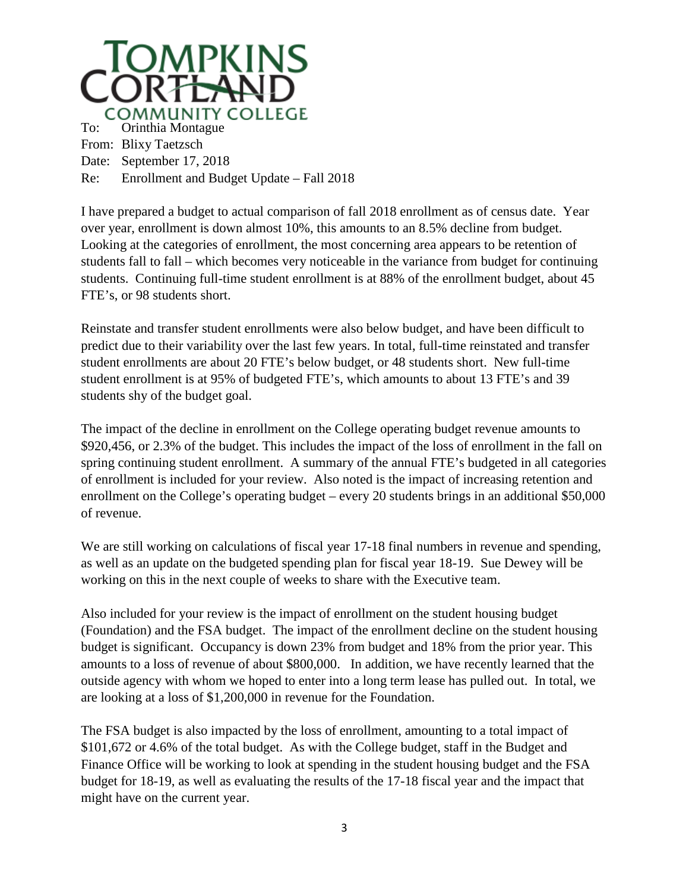TOMPKINS CORTLAND COMMUNITY COLLEGE

To: Orinthia Montague
From: Blixy Taetzsch
Date: September 17, 2018
Re: Enrollment and Budget Update – Fall 2018

I have prepared a budget to actual comparison of fall 2018 enrollment as of census date. Year over year, enrollment is down almost 10%, this amounts to an 8.5% decline from budget. Looking at the categories of enrollment, the most concerning area appears to be retention of students fall to fall – which becomes very noticeable in the variance from budget for continuing students. Continuing full-time student enrollment is at 88% of the enrollment budget, about 45 FTE's, or 98 students short.

Reinstate and transfer student enrollments were also below budget, and have been difficult to predict due to their variability over the last few years. In total, full-time reinstated and transfer student enrollments are about 20 FTE's below budget, or 48 students short. New full-time student enrollment is at 95% of budgeted FTE's, which amounts to about 13 FTE's and 39 students shy of the budget goal.

The impact of the decline in enrollment on the College operating budget revenue amounts to $920,456, or 2.3% of the budget. This includes the impact of the loss of enrollment in the fall on spring continuing student enrollment. A summary of the annual FTE's budgeted in all categories of enrollment is included for your review. Also noted is the impact of increasing retention and enrollment on the College's operating budget – every 20 students brings in an additional $50,000 of revenue.

We are still working on calculations of fiscal year 17-18 final numbers in revenue and spending, as well as an update on the budgeted spending plan for fiscal year 18-19. Sue Dewey will be working on this in the next couple of weeks to share with the Executive team.

Also included for your review is the impact of enrollment on the student housing budget (Foundation) and the FSA budget. The impact of the enrollment decline on the student housing budget is significant. Occupancy is down 23% from budget and 18% from the prior year. This amounts to a loss of revenue of about $800,000. In addition, we have recently learned that the outside agency with whom we hoped to enter into a long term lease has pulled out. In total, we are looking at a loss of $1,200,000 in revenue for the Foundation.

The FSA budget is also impacted by the loss of enrollment, amounting to a total impact of $101,672 or 4.6% of the total budget. As with the College budget, staff in the Budget and Finance Office will be working to look at spending in the student housing budget and the FSA budget for 18-19, as well as evaluating the results of the 17-18 fiscal year and the impact that might have on the current year.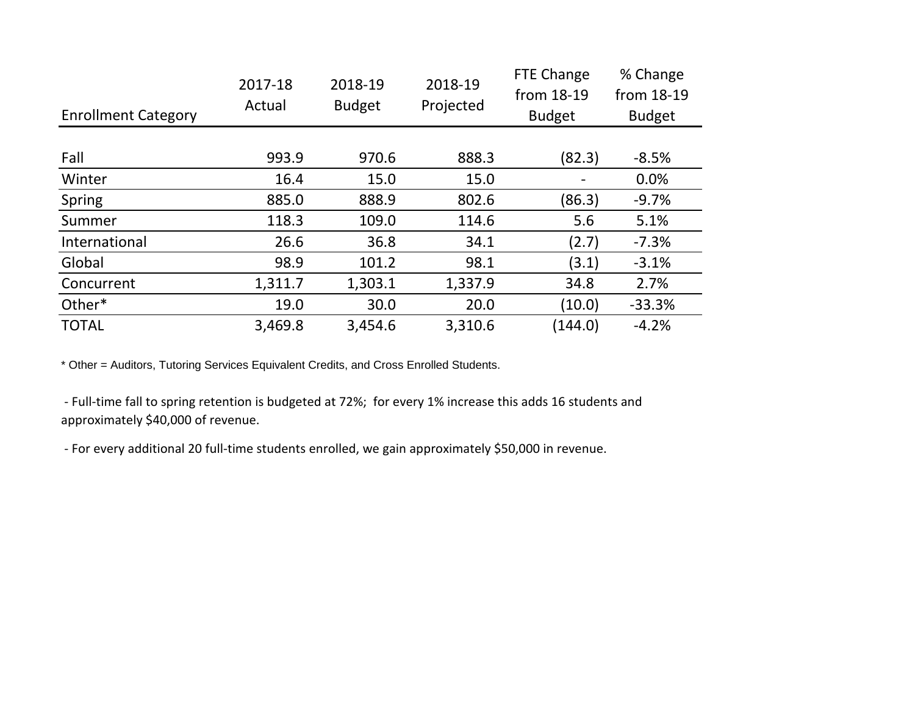| Enrollment Category | 2017-18 Actual | 2018-19 Budget | 2018-19 Projected | FTE Change from 18-19 Budget | % Change from 18-19 Budget |
|---|---|---|---|---|---|
| Fall | 993.9 | 970.6 | 888.3 | (82.3) | -8.5% |
| Winter | 16.4 | 15.0 | 15.0 | - | 0.0% |
| Spring | 885.0 | 888.9 | 802.6 | (86.3) | -9.7% |
| Summer | 118.3 | 109.0 | 114.6 | 5.6 | 5.1% |
| International | 26.6 | 36.8 | 34.1 | (2.7) | -7.3% |
| Global | 98.9 | 101.2 | 98.1 | (3.1) | -3.1% |
| Concurrent | 1,311.7 | 1,303.1 | 1,337.9 | 34.8 | 2.7% |
| Other* | 19.0 | 30.0 | 20.0 | (10.0) | -33.3% |
| TOTAL | 3,469.8 | 3,454.6 | 3,310.6 | (144.0) | -4.2% |

* Other = Auditors, Tutoring Services Equivalent Credits, and Cross Enrolled Students.

- Full-time fall to spring retention is budgeted at 72%; for every 1% increase this adds 16 students and approximately $40,000 of revenue.

- For every additional 20 full-time students enrolled, we gain approximately $50,000 in revenue.